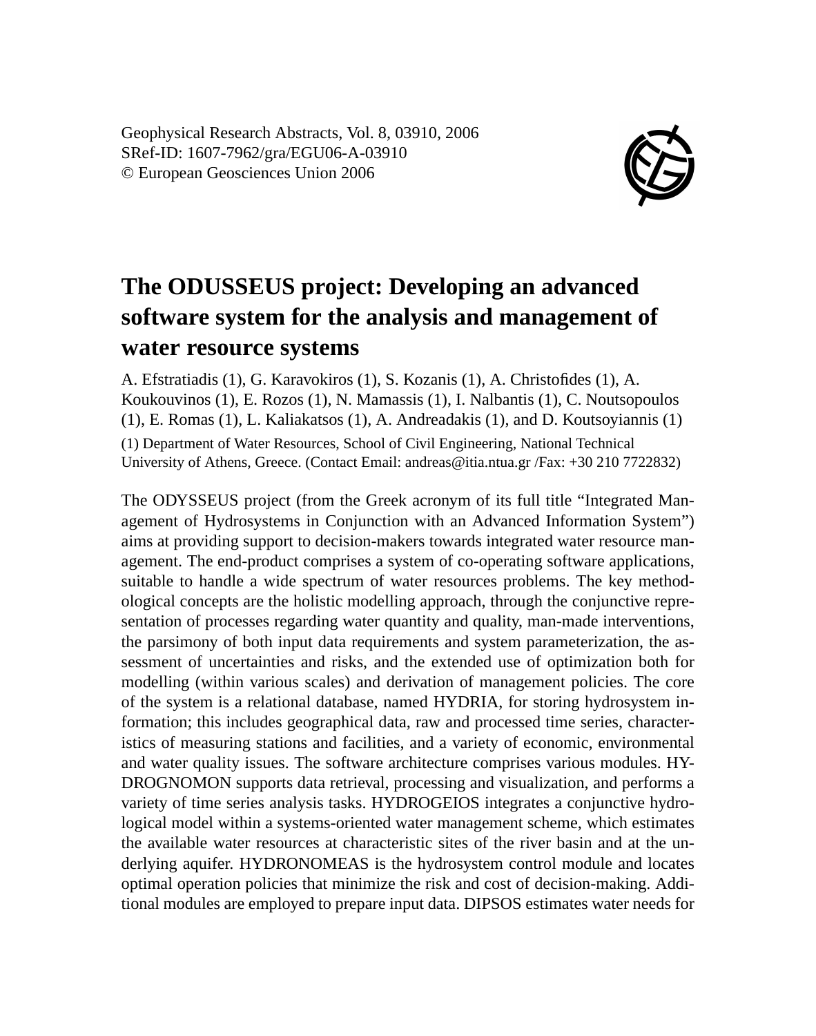Geophysical Research Abstracts, Vol. 8, 03910, 2006
SRef-ID: 1607-7962/gra/EGU06-A-03910
© European Geosciences Union 2006

# The ODUSSEUS project: Developing an advanced software system for the analysis and management of water resource systems

A. Efstratiadis (1), G. Karavokiros (1), S. Kozanis (1), A. Christofides (1), A. Koukouvinos (1), E. Rozos (1), N. Mamassis (1), I. Nalbantis (1), C. Noutsopoulos (1), E. Romas (1), L. Kaliakatsos (1), A. Andreadakis (1), and D. Koutsoyiannis (1)

(1) Department of Water Resources, School of Civil Engineering, National Technical University of Athens, Greece. (Contact Email: andreas@itia.ntua.gr /Fax: +30 210 7722832)

The ODYSSEUS project (from the Greek acronym of its full title "Integrated Management of Hydrosystems in Conjunction with an Advanced Information System") aims at providing support to decision-makers towards integrated water resource management. The end-product comprises a system of co-operating software applications, suitable to handle a wide spectrum of water resources problems. The key methodological concepts are the holistic modelling approach, through the conjunctive representation of processes regarding water quantity and quality, man-made interventions, the parsimony of both input data requirements and system parameterization, the assessment of uncertainties and risks, and the extended use of optimization both for modelling (within various scales) and derivation of management policies. The core of the system is a relational database, named HYDRIA, for storing hydrosystem information; this includes geographical data, raw and processed time series, characteristics of measuring stations and facilities, and a variety of economic, environmental and water quality issues. The software architecture comprises various modules. HYDROGNOMON supports data retrieval, processing and visualization, and performs a variety of time series analysis tasks. HYDROGEIOS integrates a conjunctive hydrological model within a systems-oriented water management scheme, which estimates the available water resources at characteristic sites of the river basin and at the underlying aquifer. HYDRONOMEAS is the hydrosystem control module and locates optimal operation policies that minimize the risk and cost of decision-making. Additional modules are employed to prepare input data. DIPSOS estimates water needs for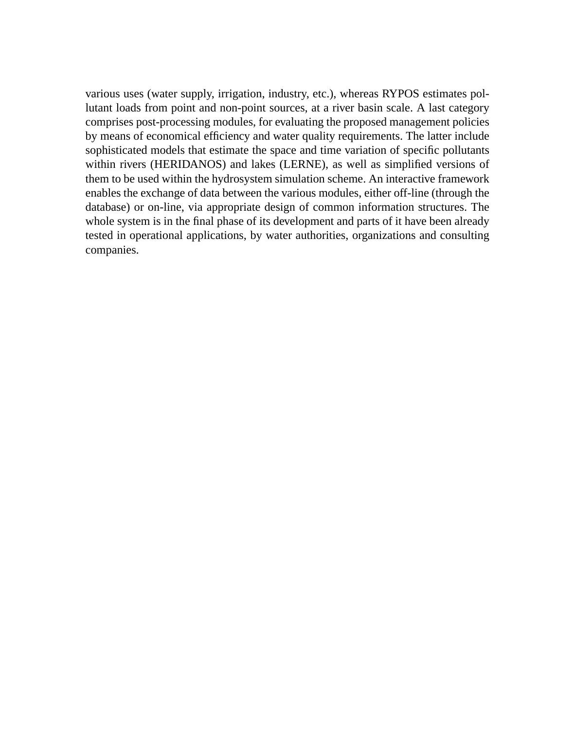various uses (water supply, irrigation, industry, etc.), whereas RYPOS estimates pollutant loads from point and non-point sources, at a river basin scale. A last category comprises post-processing modules, for evaluating the proposed management policies by means of economical efficiency and water quality requirements. The latter include sophisticated models that estimate the space and time variation of specific pollutants within rivers (HERIDANOS) and lakes (LERNE), as well as simplified versions of them to be used within the hydrosystem simulation scheme. An interactive framework enables the exchange of data between the various modules, either off-line (through the database) or on-line, via appropriate design of common information structures. The whole system is in the final phase of its development and parts of it have been already tested in operational applications, by water authorities, organizations and consulting companies.